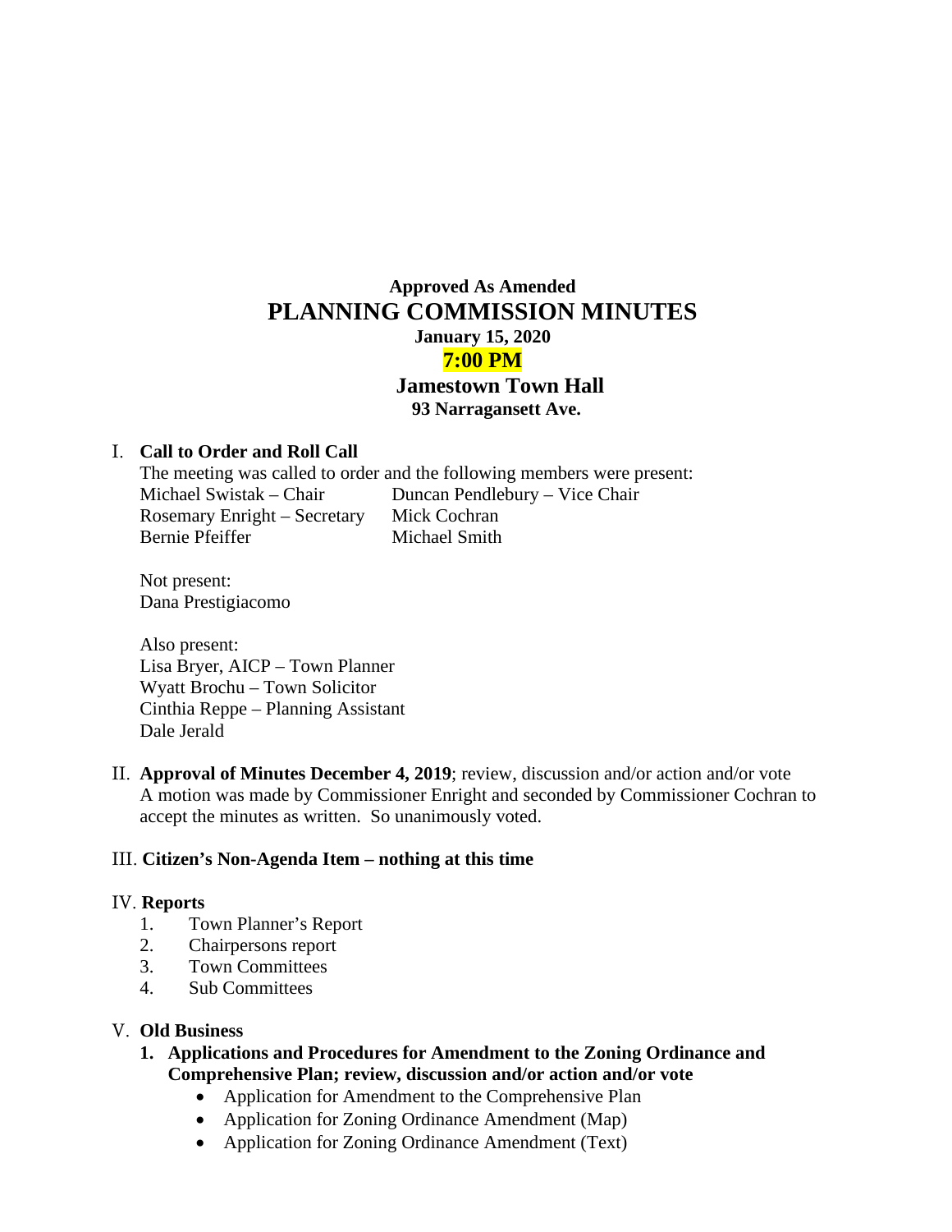**Approved As Amended**

# PLANNING COMMISSION MINUTES

**January 15, 2020**

**7:00 PM**

**Jamestown Town Hall**

**93 Narragansett Ave.**

I. **Call to Order and Roll Call**

The meeting was called to order and the following members were present:

Michael Swistak – Chair
Duncan Pendlebury – Vice Chair
Rosemary Enright – Secretary
Mick Cochran
Bernie Pfeiffer
Michael Smith

Not present:
Dana Prestigiacomo

Also present:
Lisa Bryer, AICP – Town Planner
Wyatt Brochu – Town Solicitor
Cinthia Reppe – Planning Assistant
Dale Jerald

II. **Approval of Minutes December 4, 2019**; review, discussion and/or action and/or vote
A motion was made by Commissioner Enright and seconded by Commissioner Cochran to accept the minutes as written. So unanimously voted.

III. **Citizen's Non-Agenda Item – nothing at this time**

IV. **Reports**

1. Town Planner's Report
2. Chairpersons report
3. Town Committees
4. Sub Committees

V. **Old Business**

1. **Applications and Procedures for Amendment to the Zoning Ordinance and Comprehensive Plan; review, discussion and/or action and/or vote**
   - Application for Amendment to the Comprehensive Plan
   - Application for Zoning Ordinance Amendment (Map)
   - Application for Zoning Ordinance Amendment (Text)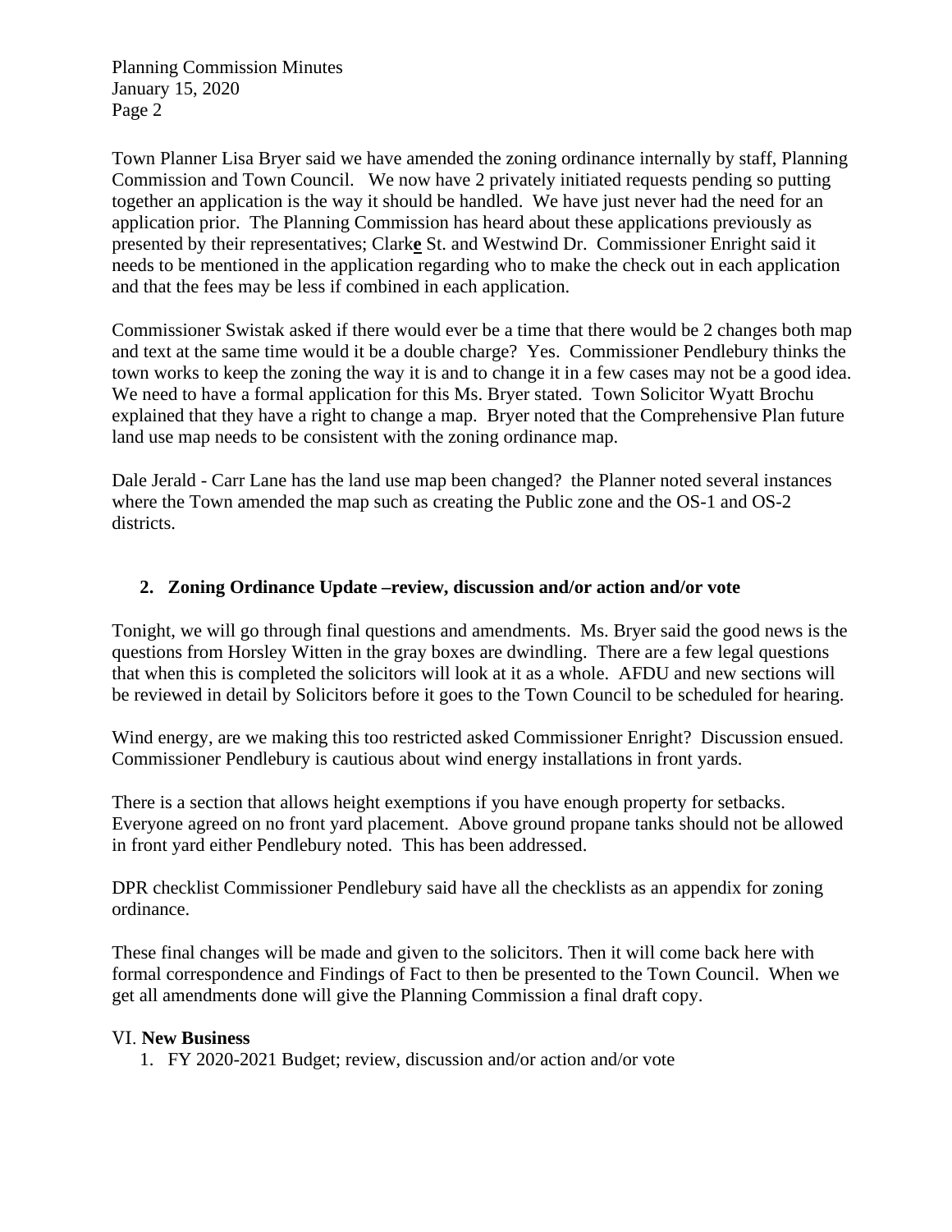Town Planner Lisa Bryer said we have amended the zoning ordinance internally by staff, Planning Commission and Town Council. We now have 2 privately initiated requests pending so putting together an application is the way it should be handled. We have just never had the need for an application prior. The Planning Commission has heard about these applications previously as presented by their representatives; Clark**e** St. and Westwind Dr. Commissioner Enright said it needs to be mentioned in the application regarding who to make the check out in each application and that the fees may be less if combined in each application.

Commissioner Swistak asked if there would ever be a time that there would be 2 changes both map and text at the same time would it be a double charge? Yes. Commissioner Pendlebury thinks the town works to keep the zoning the way it is and to change it in a few cases may not be a good idea. We need to have a formal application for this Ms. Bryer stated. Town Solicitor Wyatt Brochu explained that they have a right to change a map. Bryer noted that the Comprehensive Plan future land use map needs to be consistent with the zoning ordinance map.

Dale Jerald - Carr Lane has the land use map been changed? the Planner noted several instances where the Town amended the map such as creating the Public zone and the OS-1 and OS-2 districts.

2. **Zoning Ordinance Update –review, discussion and/or action and/or vote**

Tonight, we will go through final questions and amendments. Ms. Bryer said the good news is the questions from Horsley Witten in the gray boxes are dwindling. There are a few legal questions that when this is completed the solicitors will look at it as a whole. AFDU and new sections will be reviewed in detail by Solicitors before it goes to the Town Council to be scheduled for hearing.

Wind energy, are we making this too restricted asked Commissioner Enright? Discussion ensued. Commissioner Pendlebury is cautious about wind energy installations in front yards.

There is a section that allows height exemptions if you have enough property for setbacks. Everyone agreed on no front yard placement. Above ground propane tanks should not be allowed in front yard either Pendlebury noted. This has been addressed.

DPR checklist Commissioner Pendlebury said have all the checklists as an appendix for zoning ordinance.

These final changes will be made and given to the solicitors. Then it will come back here with formal correspondence and Findings of Fact to then be presented to the Town Council. When we get all amendments done will give the Planning Commission a final draft copy.

VI. **New Business**

1. FY 2020-2021 Budget; review, discussion and/or action and/or vote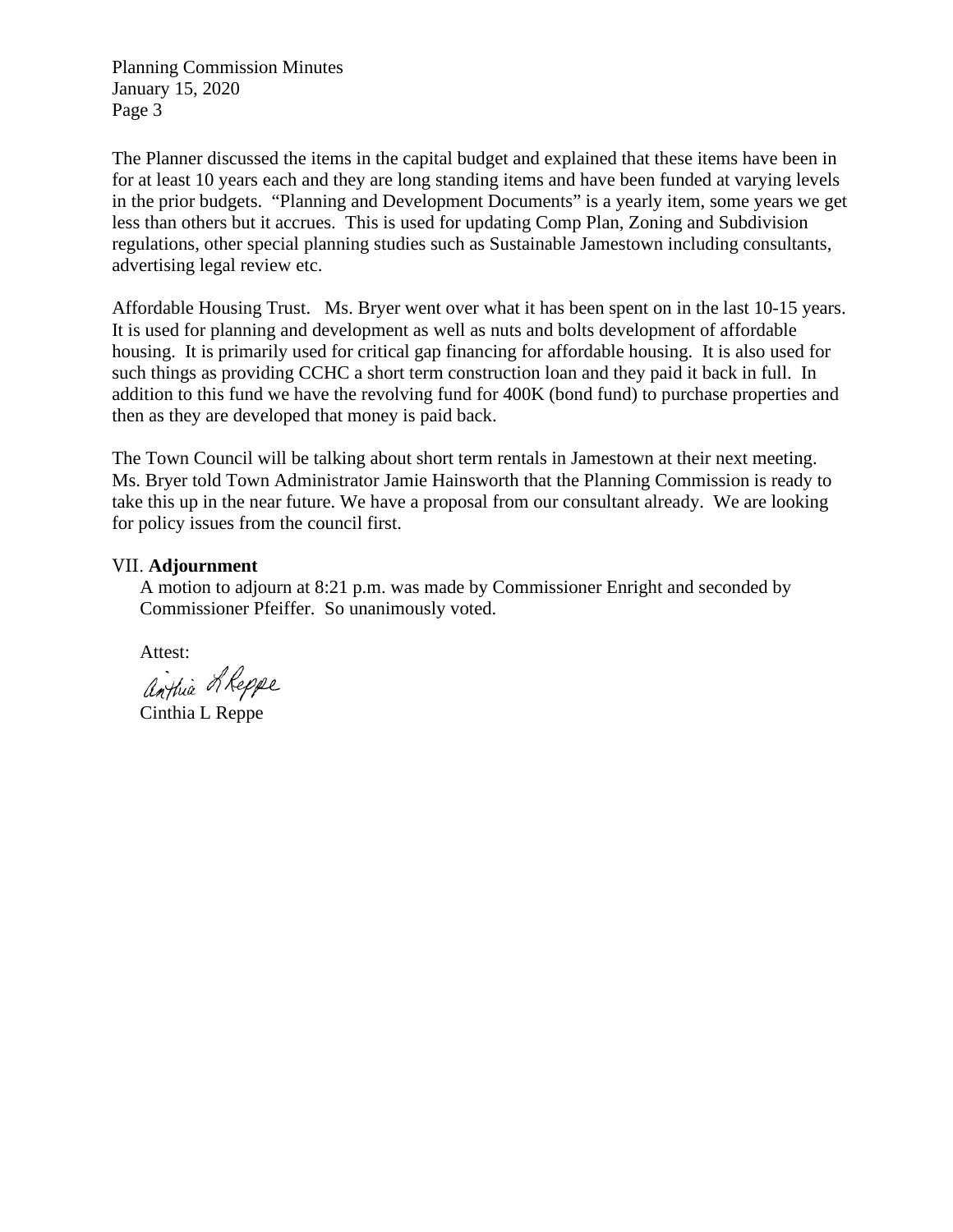The Planner discussed the items in the capital budget and explained that these items have been in for at least 10 years each and they are long standing items and have been funded at varying levels in the prior budgets. "Planning and Development Documents" is a yearly item, some years we get less than others but it accrues. This is used for updating Comp Plan, Zoning and Subdivision regulations, other special planning studies such as Sustainable Jamestown including consultants, advertising legal review etc.

Affordable Housing Trust. Ms. Bryer went over what it has been spent on in the last 10-15 years. It is used for planning and development as well as nuts and bolts development of affordable housing. It is primarily used for critical gap financing for affordable housing. It is also used for such things as providing CCHC a short term construction loan and they paid it back in full. In addition to this fund we have the revolving fund for 400K (bond fund) to purchase properties and then as they are developed that money is paid back.

The Town Council will be talking about short term rentals in Jamestown at their next meeting. Ms. Bryer told Town Administrator Jamie Hainsworth that the Planning Commission is ready to take this up in the near future. We have a proposal from our consultant already. We are looking for policy issues from the council first.

VII. **Adjournment**

A motion to adjourn at 8:21 p.m. was made by Commissioner Enright and seconded by Commissioner Pfeiffer. So unanimously voted.

Attest:

Cinthia L Reppe